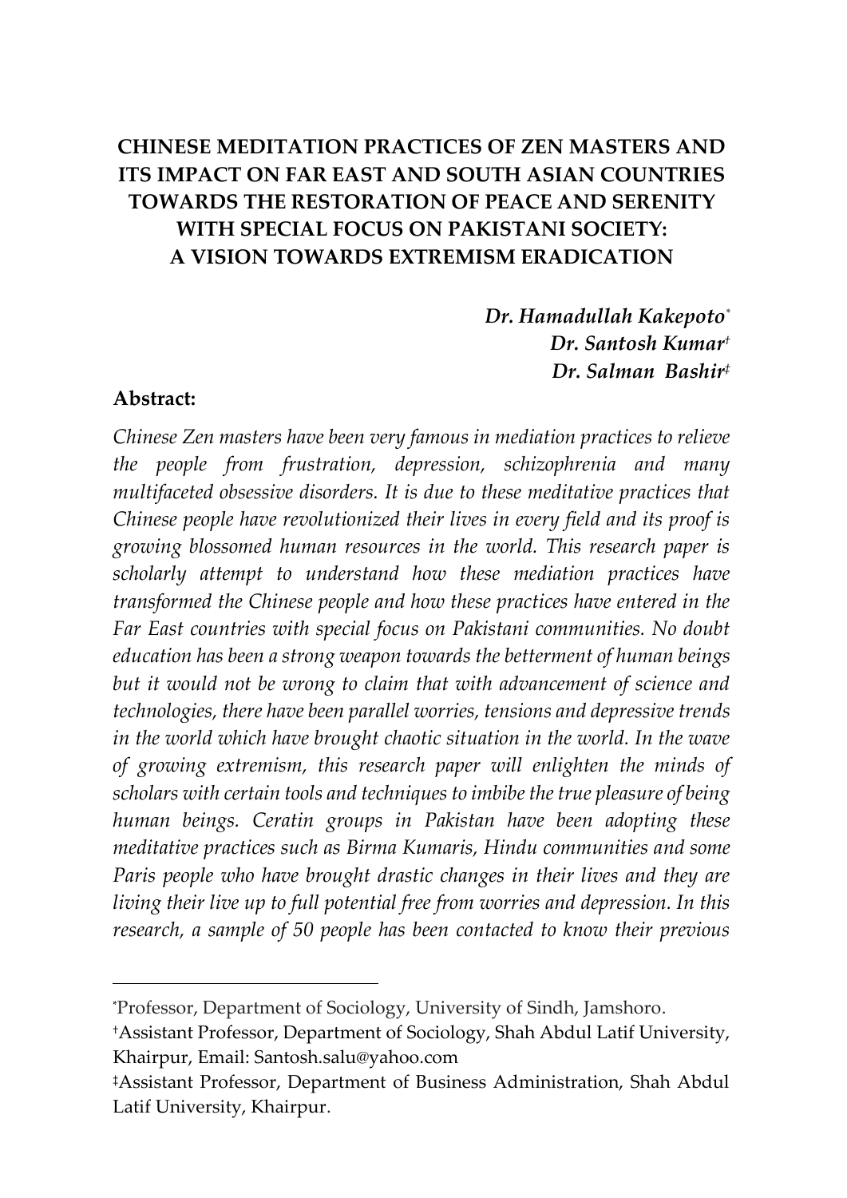# CHINESE MEDITATION PRACTICES OF ZEN MASTERS AND ITS IMPACT ON FAR EAST AND SOUTH ASIAN COUNTRIES TOWARDS THE RESTORATION OF PEACE AND SERENITY WITH SPECIAL FOCUS ON PAKISTANI SOCIETY: A VISION TOWARDS EXTREMISM ERADICATION

***Dr. Hamadullah Kakepoto*** [*]
***Dr. Santosh Kumar*** [†]
***Dr. Salman Bashir*** [‡]

**Abstract:**

*Chinese Zen masters have been very famous in mediation practices to relieve the people from frustration, depression, schizophrenia and many multifaceted obsessive disorders. It is due to these meditative practices that Chinese people have revolutionized their lives in every field and its proof is growing blossomed human resources in the world. This research paper is scholarly attempt to understand how these mediation practices have transformed the Chinese people and how these practices have entered in the Far East countries with special focus on Pakistani communities. No doubt education has been a strong weapon towards the betterment of human beings but it would not be wrong to claim that with advancement of science and technologies, there have been parallel worries, tensions and depressive trends in the world which have brought chaotic situation in the world. In the wave of growing extremism, this research paper will enlighten the minds of scholars with certain tools and techniques to imbibe the true pleasure of being human beings. Ceratin groups in Pakistan have been adopting these meditative practices such as Birma Kumaris, Hindu communities and some Paris people who have brought drastic changes in their lives and they are living their live up to full potential free from worries and depression. In this research, a sample of 50 people has been contacted to know their previous*

---

[*] Professor, Department of Sociology, University of Sindh, Jamshoro.

[†] Assistant Professor, Department of Sociology, Shah Abdul Latif University, Khairpur, Email: Santosh.salu@yahoo.com

[‡] Assistant Professor, Department of Business Administration, Shah Abdul Latif University, Khairpur.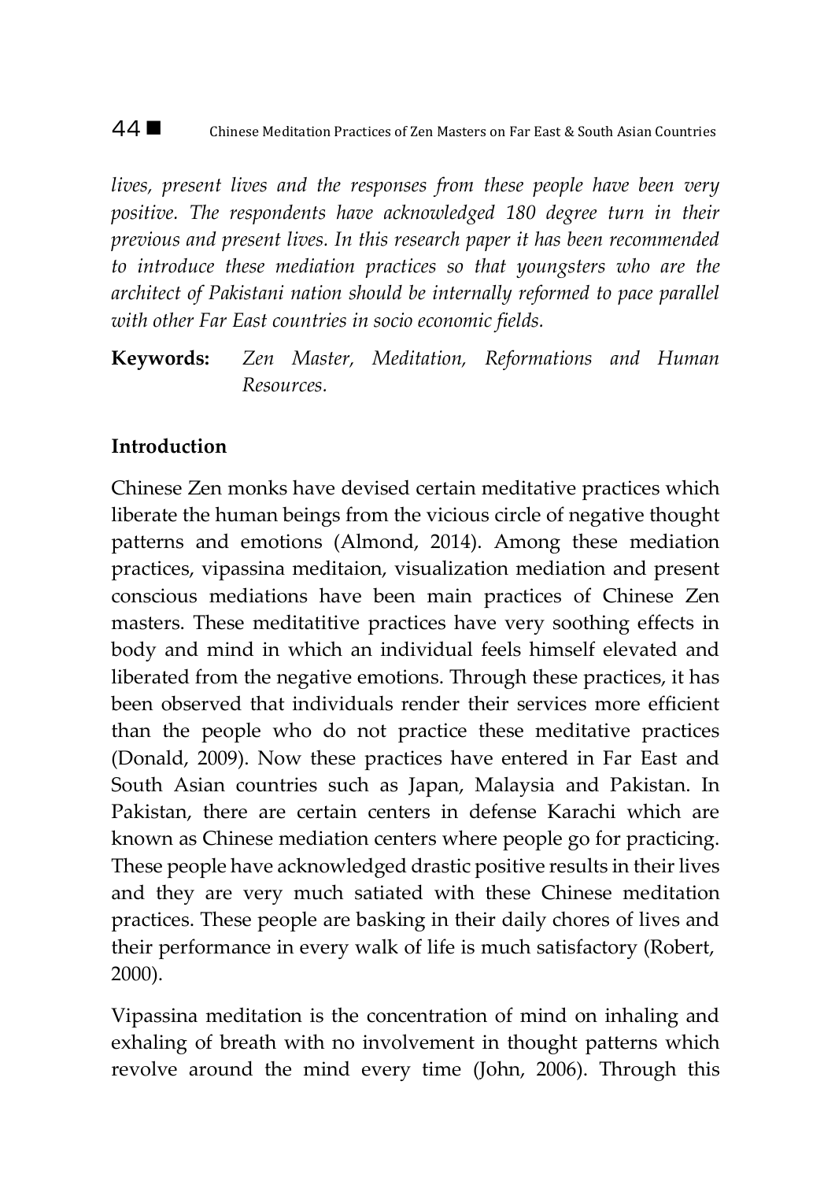*lives, present lives and the responses from these people have been very positive. The respondents have acknowledged 180 degree turn in their previous and present lives. In this research paper it has been recommended to introduce these mediation practices so that youngsters who are the architect of Pakistani nation should be internally reformed to pace parallel with other Far East countries in socio economic fields.*

**Keywords:** *Zen Master, Meditation, Reformations and Human Resources.*

## Introduction

Chinese Zen monks have devised certain meditative practices which liberate the human beings from the vicious circle of negative thought patterns and emotions (Almond, 2014). Among these mediation practices, vipassina meditaion, visualization mediation and present conscious mediations have been main practices of Chinese Zen masters. These meditatitive practices have very soothing effects in body and mind in which an individual feels himself elevated and liberated from the negative emotions. Through these practices, it has been observed that individuals render their services more efficient than the people who do not practice these meditative practices (Donald, 2009). Now these practices have entered in Far East and South Asian countries such as Japan, Malaysia and Pakistan. In Pakistan, there are certain centers in defense Karachi which are known as Chinese mediation centers where people go for practicing. These people have acknowledged drastic positive results in their lives and they are very much satiated with these Chinese meditation practices. These people are basking in their daily chores of lives and their performance in every walk of life is much satisfactory (Robert, 2000).

Vipassina meditation is the concentration of mind on inhaling and exhaling of breath with no involvement in thought patterns which revolve around the mind every time (John, 2006). Through this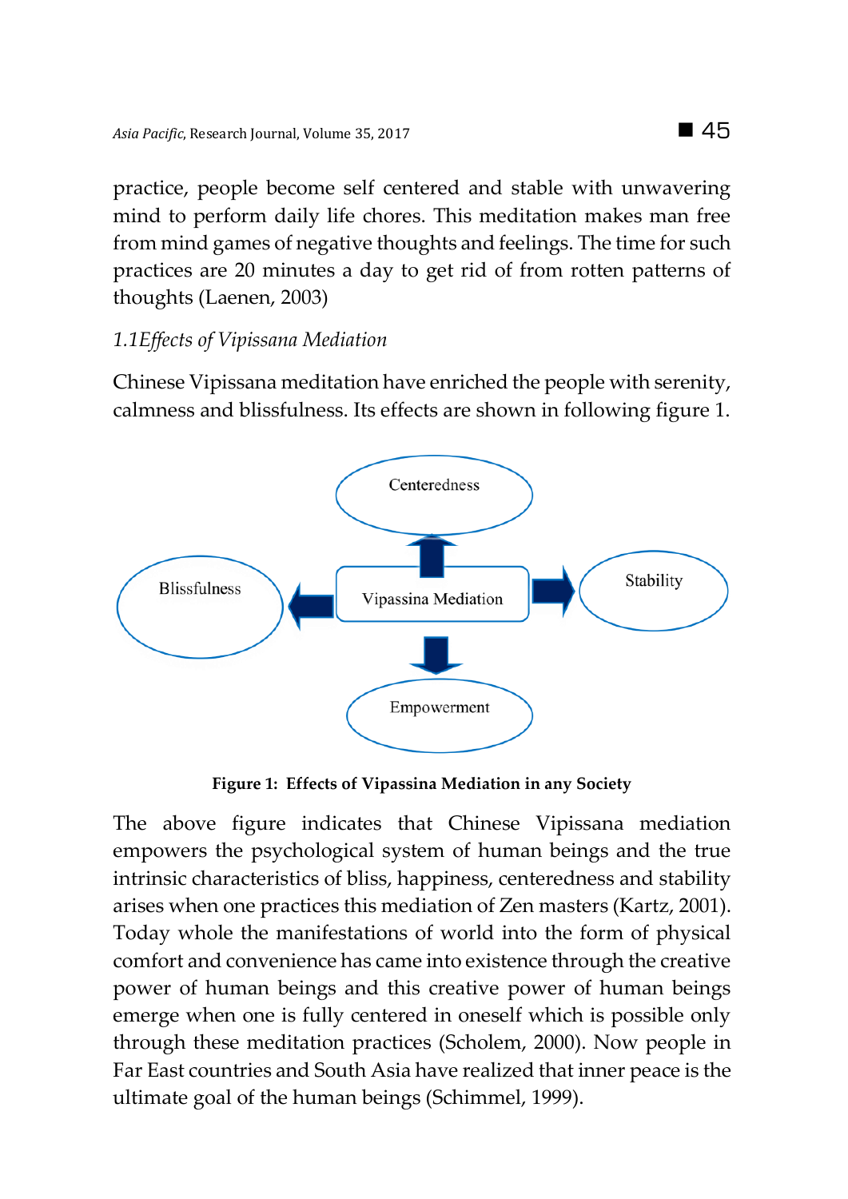practice, people become self centered and stable with unwavering mind to perform daily life chores. This meditation makes man free from mind games of negative thoughts and feelings. The time for such practices are 20 minutes a day to get rid of from rotten patterns of thoughts (Laenen, 2003)

### *1.1Effects of Vipissana Mediation*

Chinese Vipissana meditation have enriched the people with serenity, calmness and blissfulness. Its effects are shown in following figure 1.

Centeredness

Blissfulness

Vipassina Mediation

Stability

Empowerment

**Figure 1: Effects of Vipassina Mediation in any Society**

The above figure indicates that Chinese Vipissana mediation empowers the psychological system of human beings and the true intrinsic characteristics of bliss, happiness, centeredness and stability arises when one practices this mediation of Zen masters (Kartz, 2001). Today whole the manifestations of world into the form of physical comfort and convenience has came into existence through the creative power of human beings and this creative power of human beings emerge when one is fully centered in oneself which is possible only through these meditation practices (Scholem, 2000). Now people in Far East countries and South Asia have realized that inner peace is the ultimate goal of the human beings (Schimmel, 1999).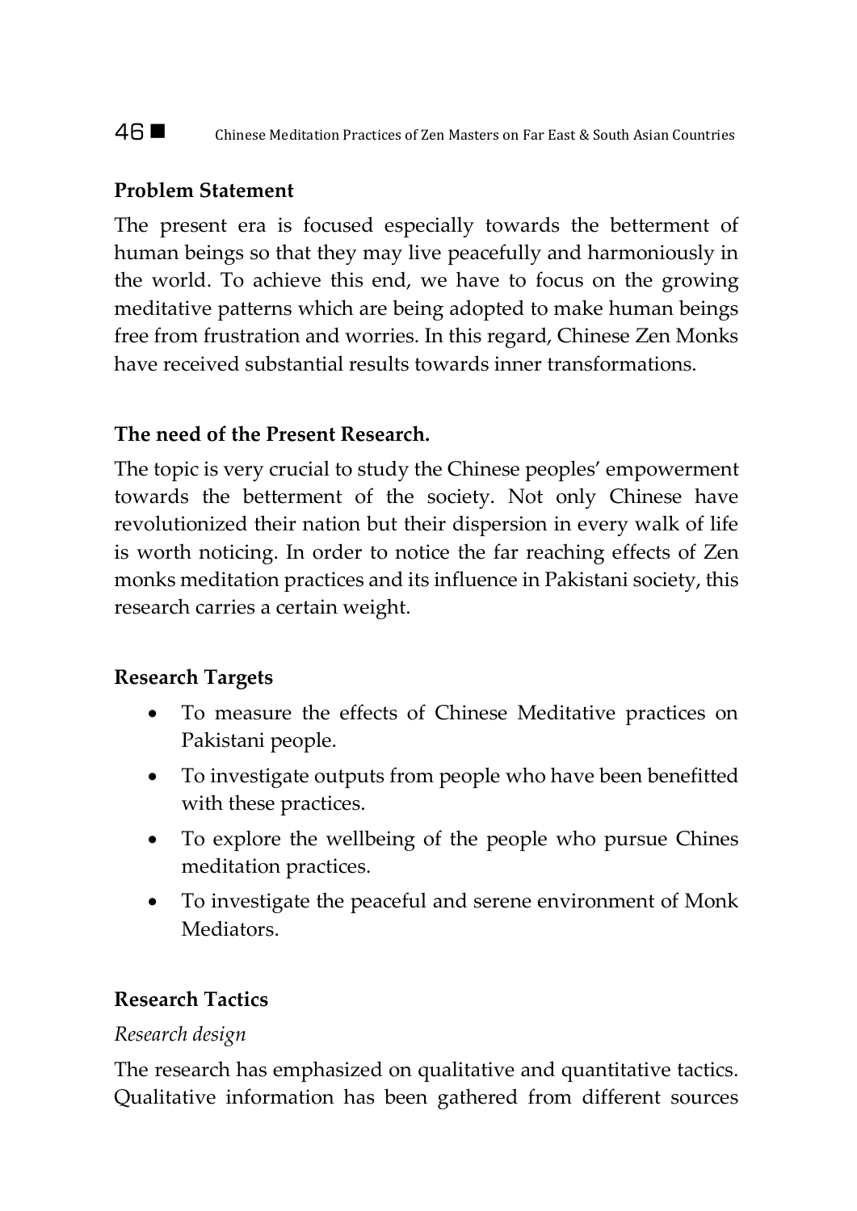**Problem Statement**

The present era is focused especially towards the betterment of human beings so that they may live peacefully and harmoniously in the world. To achieve this end, we have to focus on the growing meditative patterns which are being adopted to make human beings free from frustration and worries. In this regard, Chinese Zen Monks have received substantial results towards inner transformations.

**The need of the Present Research.**

The topic is very crucial to study the Chinese peoples' empowerment towards the betterment of the society. Not only Chinese have revolutionized their nation but their dispersion in every walk of life is worth noticing. In order to notice the far reaching effects of Zen monks meditation practices and its influence in Pakistani society, this research carries a certain weight.

**Research Targets**

- To measure the effects of Chinese Meditative practices on Pakistani people.
- To investigate outputs from people who have been benefitted with these practices.
- To explore the wellbeing of the people who pursue Chines meditation practices.
- To investigate the peaceful and serene environment of Monk Mediators.

**Research Tactics**

*Research design*

The research has emphasized on qualitative and quantitative tactics. Qualitative information has been gathered from different sources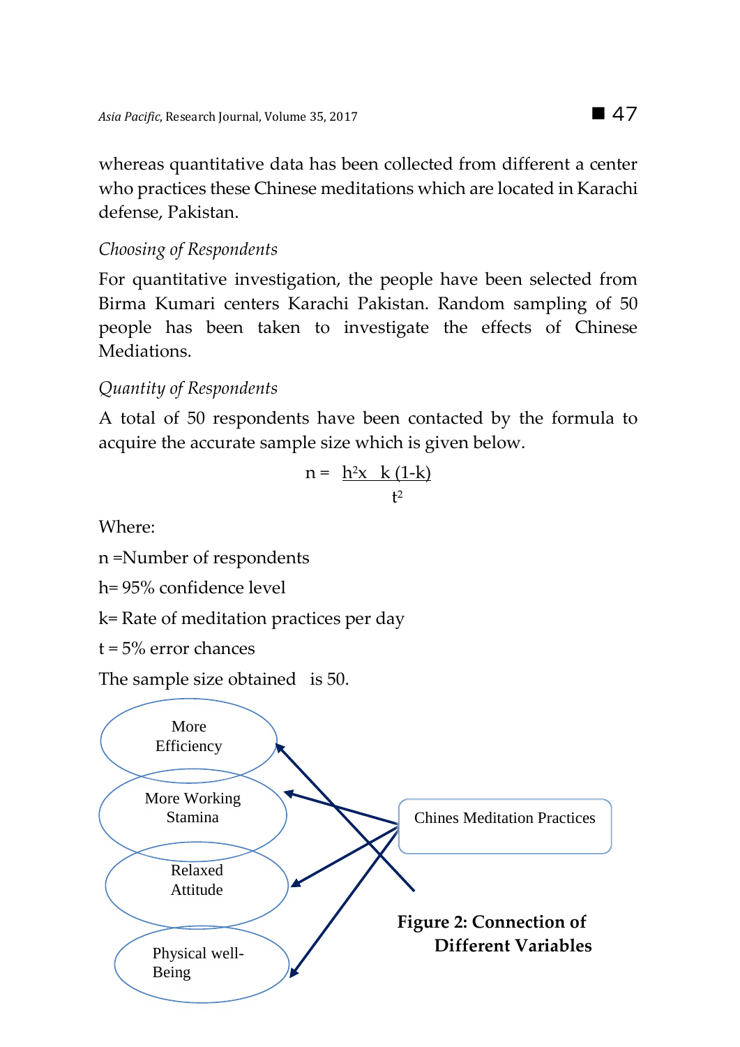whereas quantitative data has been collected from different a center who practices these Chinese meditations which are located in Karachi defense, Pakistan.

*Choosing of Respondents*

For quantitative investigation, the people have been selected from Birma Kumari centers Karachi Pakistan. Random sampling of 50 people has been taken to investigate the effects of Chinese Mediations.

*Quantity of Respondents*

A total of 50 respondents have been contacted by the formula to acquire the accurate sample size which is given below.

$$n = \frac{h^2 x \ k\,(1-k)}{t^2}$$

Where:

n =Number of respondents

h= 95% confidence level

k= Rate of meditation practices per day

t = 5% error chances

The sample size obtained is 50.

More Efficiency

More Working Stamina

Relaxed Attitude

Physical well-Being

Chines Meditation Practices

**Figure 2: Connection of Different Variables**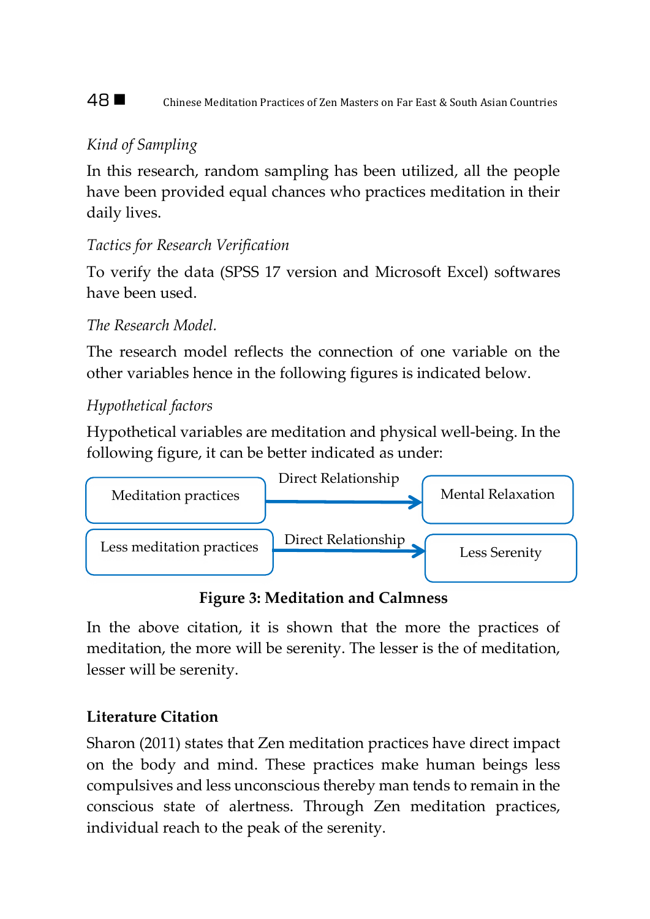*Kind of Sampling*

In this research, random sampling has been utilized, all the people have been provided equal chances who practices meditation in their daily lives.

*Tactics for Research Verification*

To verify the data (SPSS 17 version and Microsoft Excel) softwares have been used.

*The Research Model.*

The research model reflects the connection of one variable on the other variables hence in the following figures is indicated below.

*Hypothetical factors*

Hypothetical variables are meditation and physical well-being. In the following figure, it can be better indicated as under:

| | | |
|---|---|---|
| Meditation practices | Direct Relationship → | Mental Relaxation |
| Less meditation practices | Direct Relationship → | Less Serenity |

**Figure 3: Meditation and Calmness**

In the above citation, it is shown that the more the practices of meditation, the more will be serenity. The lesser is the of meditation, lesser will be serenity.

**Literature Citation**

Sharon (2011) states that Zen meditation practices have direct impact on the body and mind. These practices make human beings less compulsives and less unconscious thereby man tends to remain in the conscious state of alertness. Through Zen meditation practices, individual reach to the peak of the serenity.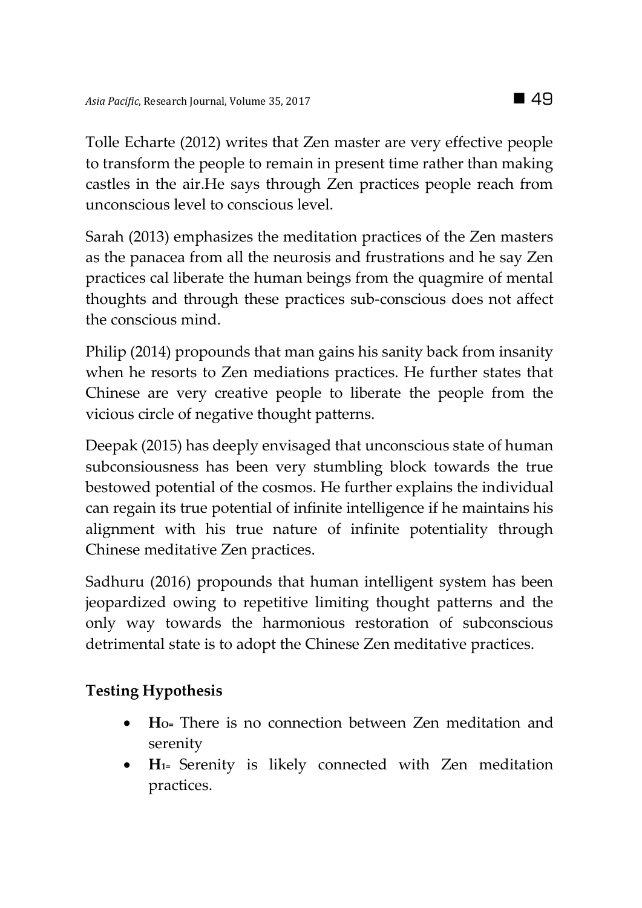Tolle Echarte (2012) writes that Zen master are very effective people to transform the people to remain in present time rather than making castles in the air.He says through Zen practices people reach from unconscious level to conscious level.

Sarah (2013) emphasizes the meditation practices of the Zen masters as the panacea from all the neurosis and frustrations and he say Zen practices cal liberate the human beings from the quagmire of mental thoughts and through these practices sub-conscious does not affect the conscious mind.

Philip (2014) propounds that man gains his sanity back from insanity when he resorts to Zen mediations practices. He further states that Chinese are very creative people to liberate the people from the vicious circle of negative thought patterns.

Deepak (2015) has deeply envisaged that unconscious state of human subconsiousness has been very stumbling block towards the true bestowed potential of the cosmos. He further explains the individual can regain its true potential of infinite intelligence if he maintains his alignment with his true nature of infinite potentiality through Chinese meditative Zen practices.

Sadhuru (2016) propounds that human intelligent system has been jeopardized owing to repetitive limiting thought patterns and the only way towards the harmonious restoration of subconscious detrimental state is to adopt the Chinese Zen meditative practices.

**Testing Hypothesis**

- **$H_{o}$=** There is no connection between Zen meditation and serenity
- **$H_{1}$=** Serenity is likely connected with Zen meditation practices.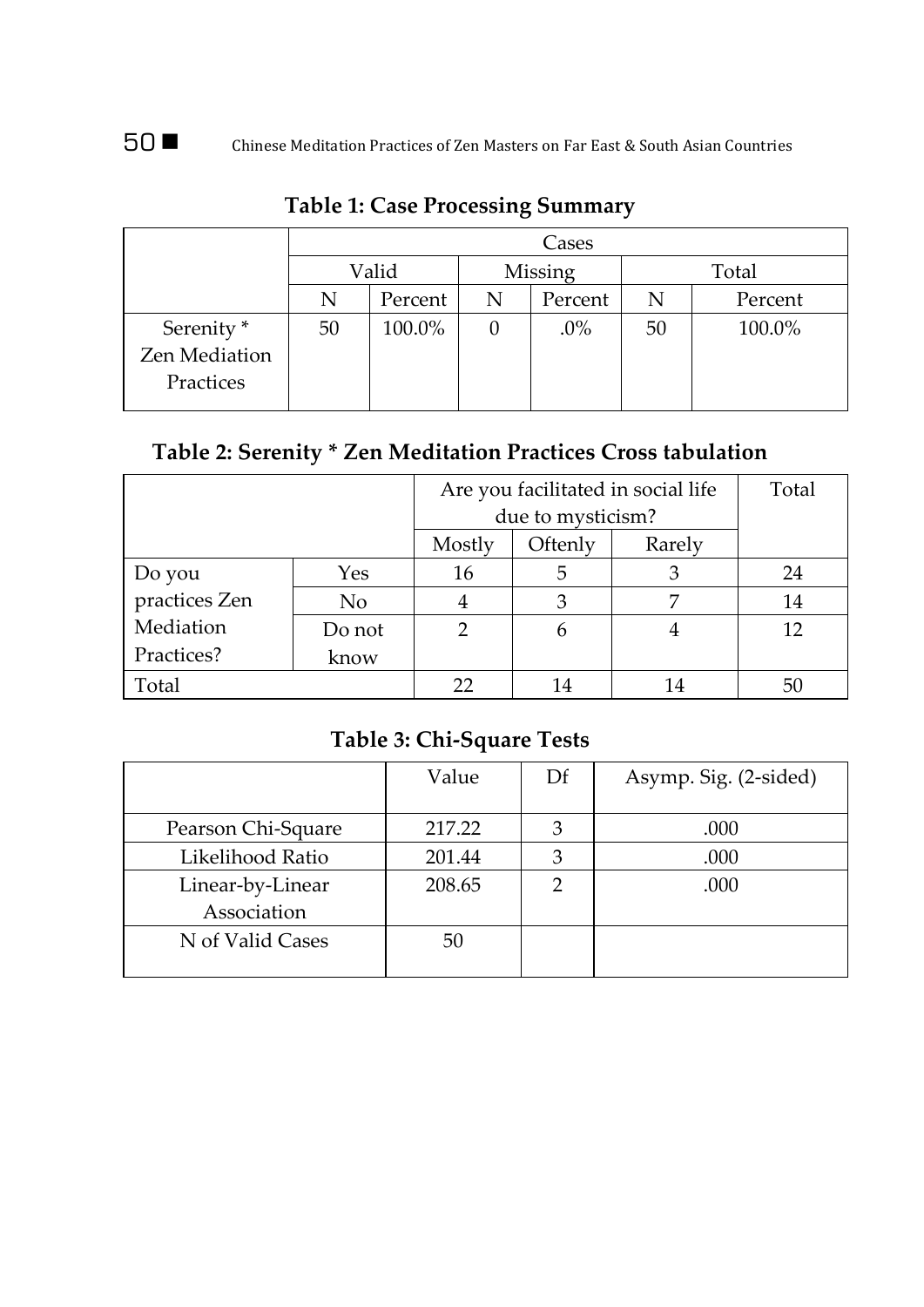**Table 1: Case Processing Summary**

| | Cases | | | | | |
|---|---|---|---|---|---|---|
| | Valid | | Missing | | Total | |
| | N | Percent | N | Percent | N | Percent |
| Serenity * Zen Mediation Practices | 50 | 100.0% | 0 | .0% | 50 | 100.0% |

**Table 2: Serenity * Zen Meditation Practices Cross tabulation**

| | | Are you facilitated in social life due to mysticism? | | | Total |
|---|---|---|---|---|---|
| | | Mostly | Oftenly | Rarely | |
| Do you practices Zen Mediation Practices? | Yes | 16 | 5 | 3 | 24 |
| | No | 4 | 3 | 7 | 14 |
| | Do not know | 2 | 6 | 4 | 12 |
| Total | | 22 | 14 | 14 | 50 |

**Table 3: Chi-Square Tests**

| | Value | Df | Asymp. Sig. (2-sided) |
|---|---|---|---|
| Pearson Chi-Square | 217.22 | 3 | .000 |
| Likelihood Ratio | 201.44 | 3 | .000 |
| Linear-by-Linear Association | 208.65 | 2 | .000 |
| N of Valid Cases | 50 | | |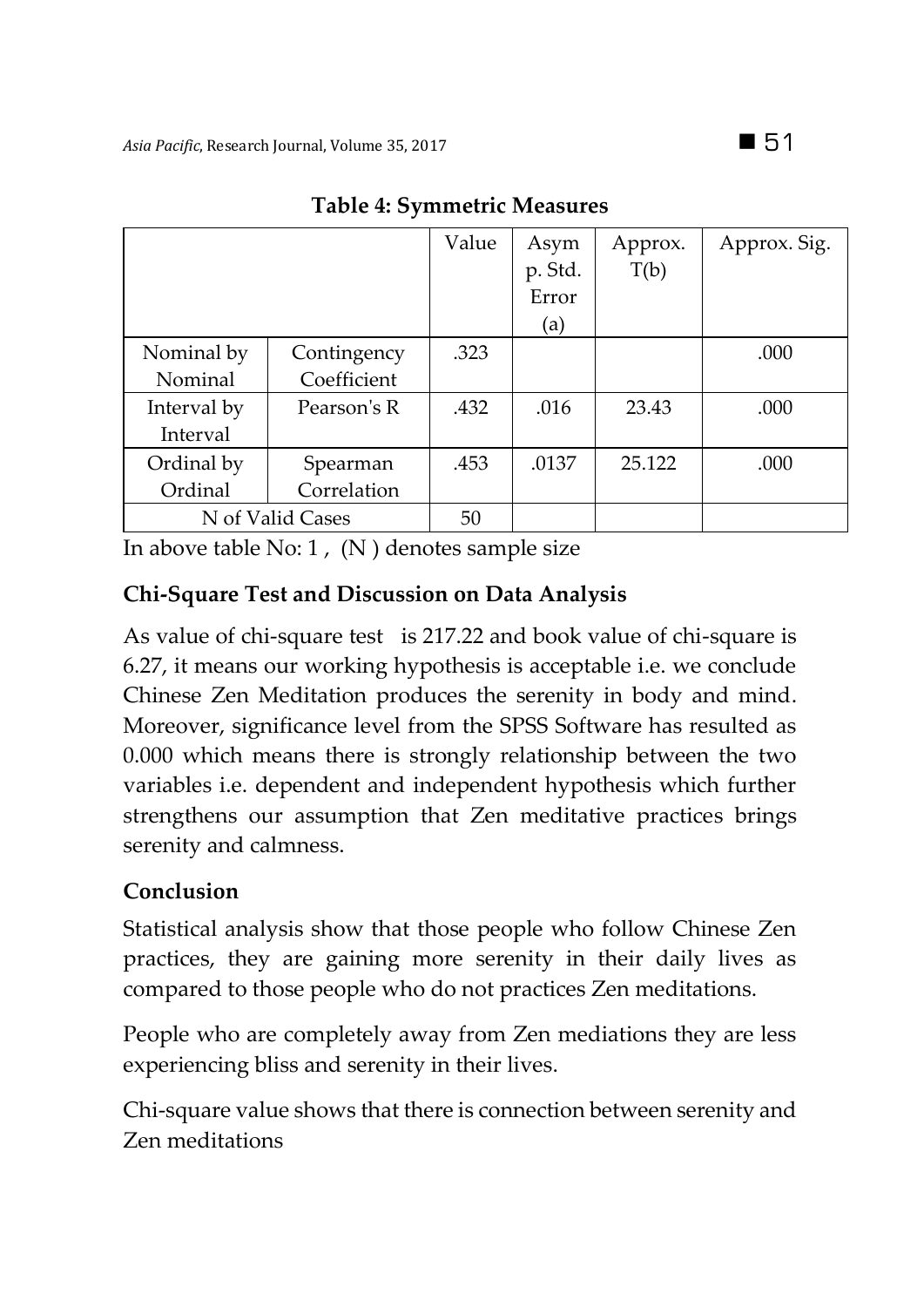**Table 4: Symmetric Measures**

| | | Value | Asymp. Std. Error (a) | Approx. T(b) | Approx. Sig. |
|---|---|---|---|---|---|
| Nominal by Nominal | Contingency Coefficient | .323 | | | .000 |
| Interval by Interval | Pearson's R | .432 | .016 | 23.43 | .000 |
| Ordinal by Ordinal | Spearman Correlation | .453 | .0137 | 25.122 | .000 |
| N of Valid Cases | | 50 | | | |

In above table No: 1 , (N ) denotes sample size

### Chi-Square Test and Discussion on Data Analysis

As value of chi-square test is 217.22 and book value of chi-square is 6.27, it means our working hypothesis is acceptable i.e. we conclude Chinese Zen Meditation produces the serenity in body and mind. Moreover, significance level from the SPSS Software has resulted as 0.000 which means there is strongly relationship between the two variables i.e. dependent and independent hypothesis which further strengthens our assumption that Zen meditative practices brings serenity and calmness.

### Conclusion

Statistical analysis show that those people who follow Chinese Zen practices, they are gaining more serenity in their daily lives as compared to those people who do not practices Zen meditations.

People who are completely away from Zen mediations they are less experiencing bliss and serenity in their lives.

Chi-square value shows that there is connection between serenity and Zen meditations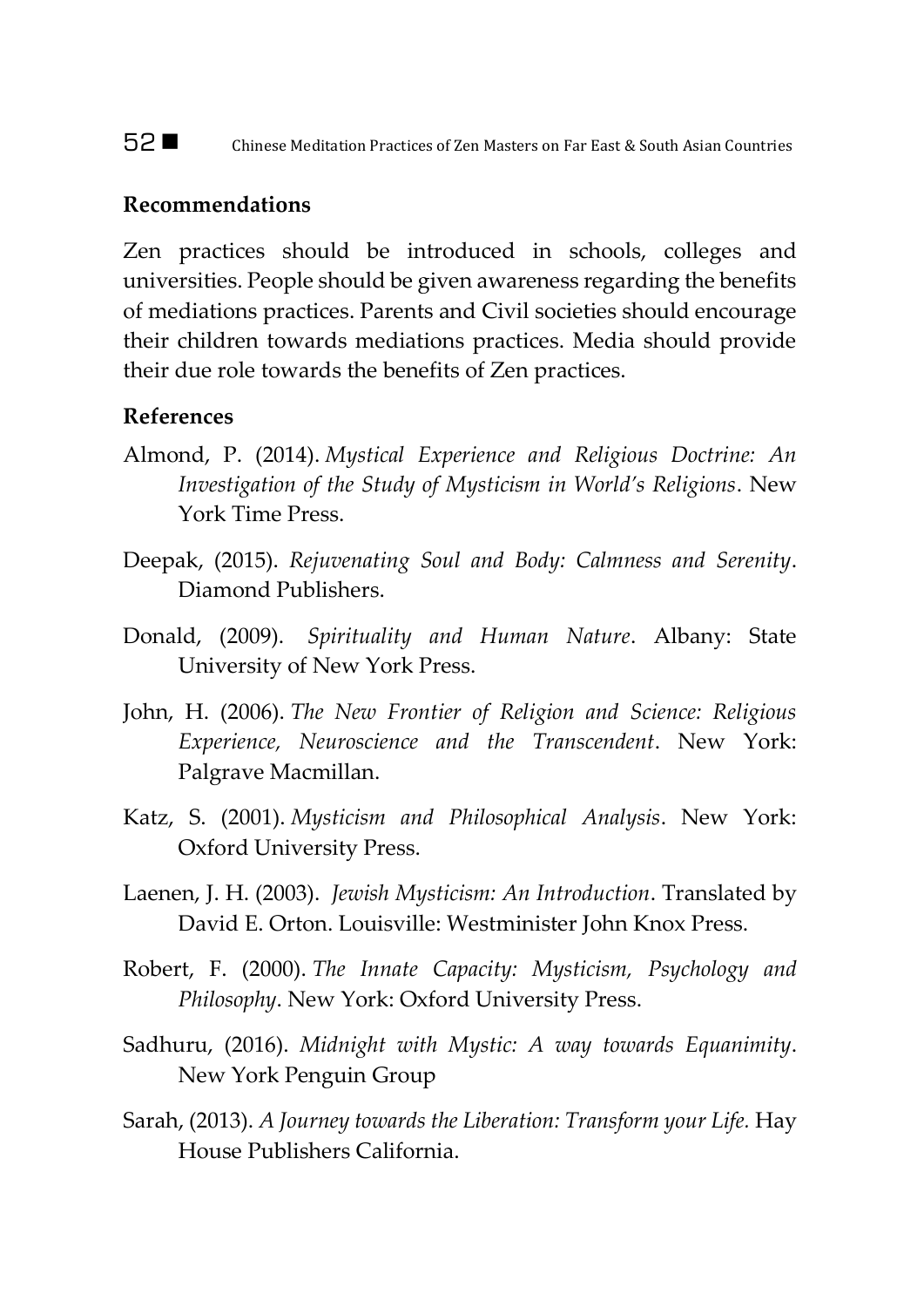**Recommendations**

Zen practices should be introduced in schools, colleges and universities. People should be given awareness regarding the benefits of mediations practices. Parents and Civil societies should encourage their children towards mediations practices. Media should provide their due role towards the benefits of Zen practices.

**References**

Almond, P. (2014). *Mystical Experience and Religious Doctrine: An Investigation of the Study of Mysticism in World's Religions*. New York Time Press.

Deepak, (2015). *Rejuvenating Soul and Body: Calmness and Serenity*. Diamond Publishers.

Donald, (2009). *Spirituality and Human Nature*. Albany: State University of New York Press.

John, H. (2006). *The New Frontier of Religion and Science: Religious Experience, Neuroscience and the Transcendent*. New York: Palgrave Macmillan.

Katz, S. (2001). *Mysticism and Philosophical Analysis*. New York: Oxford University Press.

Laenen, J. H. (2003). *Jewish Mysticism: An Introduction*. Translated by David E. Orton. Louisville: Westminister John Knox Press.

Robert, F. (2000). *The Innate Capacity: Mysticism, Psychology and Philosophy*. New York: Oxford University Press.

Sadhuru, (2016). *Midnight with Mystic: A way towards Equanimity*. New York Penguin Group

Sarah, (2013). *A Journey towards the Liberation: Transform your Life.* Hay House Publishers California.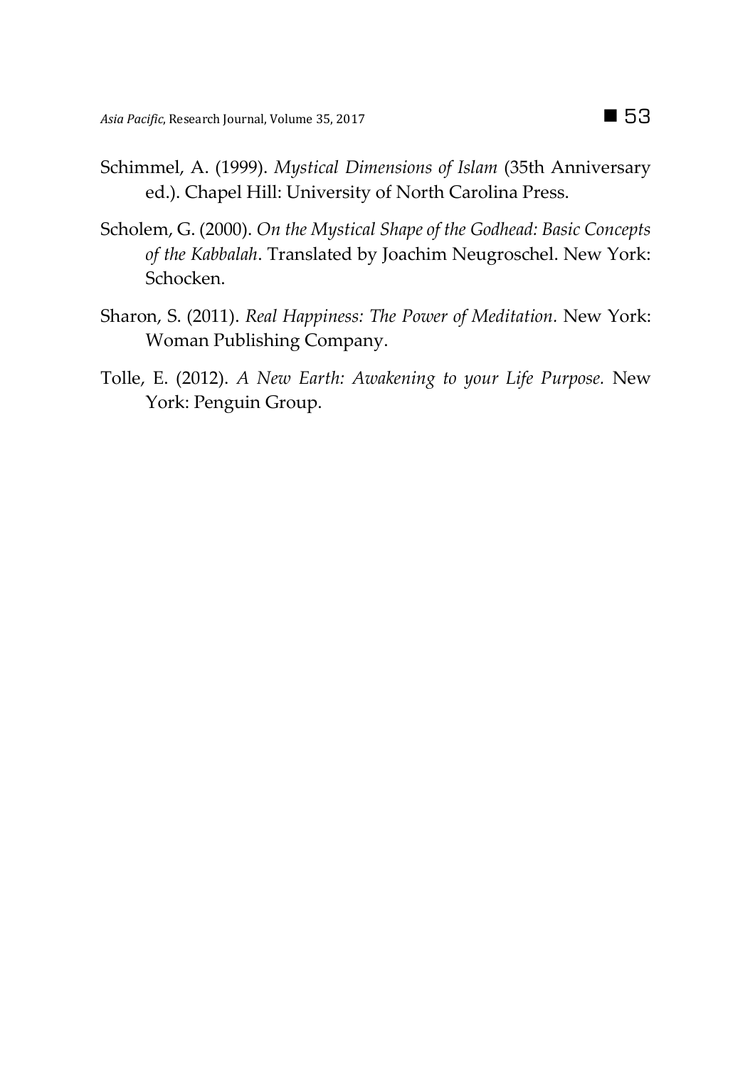Schimmel, A. (1999). *Mystical Dimensions of Islam* (35th Anniversary ed.). Chapel Hill: University of North Carolina Press.

Scholem, G. (2000). *On the Mystical Shape of the Godhead: Basic Concepts of the Kabbalah*. Translated by Joachim Neugroschel. New York: Schocken.

Sharon, S. (2011). *Real Happiness: The Power of Meditation.* New York: Woman Publishing Company.

Tolle, E. (2012). *A New Earth: Awakening to your Life Purpose.* New York: Penguin Group.